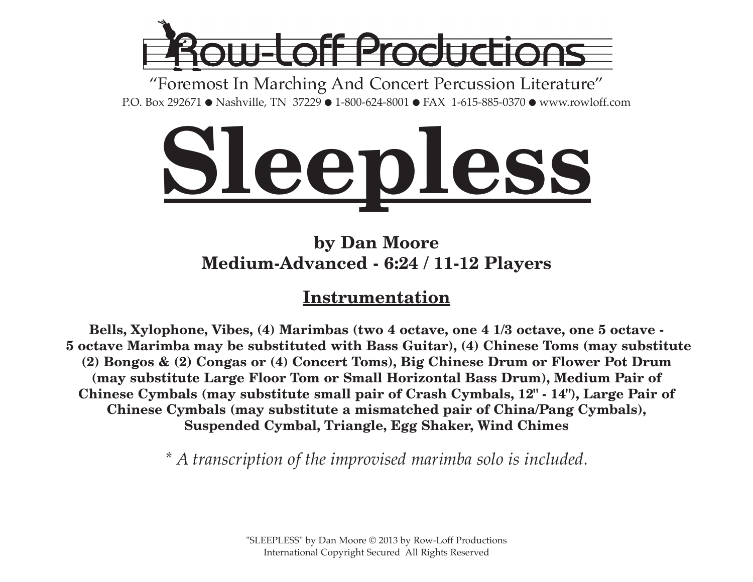Row-Loff Productions

"Foremost In Marching And Concert Percussion Literature"

P.O. Box 292671 ● Nashville, TN 37229 ● 1-800-624-8001 ● FAX 1-615-885-0370 ● www.rowloff.com

# Sleepless

**by Dan Moore**
**Medium-Advanced - 6:24 / 11-12 Players**

## Instrumentation

**Bells, Xylophone, Vibes, (4) Marimbas (two 4 octave, one 4 1/3 octave, one 5 octave - 5 octave Marimba may be substituted with Bass Guitar), (4) Chinese Toms (may substitute (2) Bongos & (2) Congas or (4) Concert Toms), Big Chinese Drum or Flower Pot Drum (may substitute Large Floor Tom or Small Horizontal Bass Drum), Medium Pair of Chinese Cymbals (may substitute small pair of Crash Cymbals, 12" - 14"), Large Pair of Chinese Cymbals (may substitute a mismatched pair of China/Pang Cymbals), Suspended Cymbal, Triangle, Egg Shaker, Wind Chimes**

*\* A transcription of the improvised marimba solo is included.*

"SLEEPLESS" by Dan Moore © 2013 by Row-Loff Productions
International Copyright Secured All Rights Reserved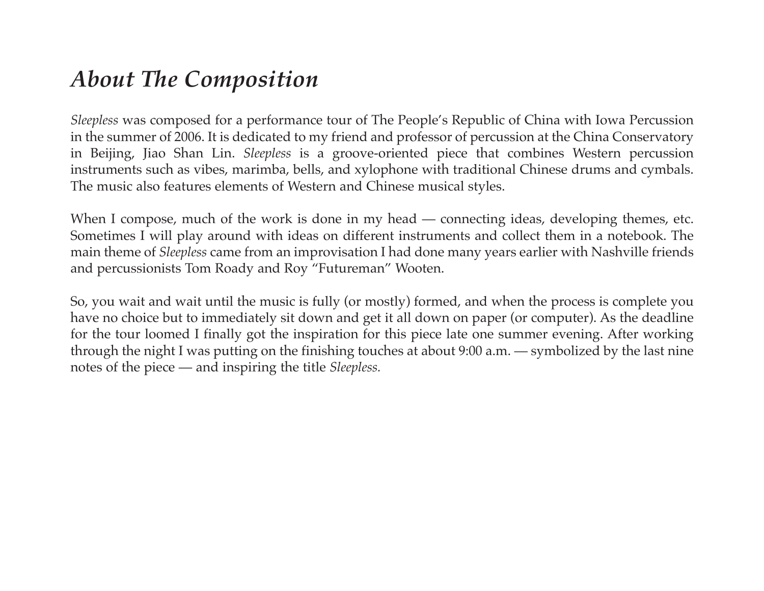# *About The Composition*

*Sleepless* was composed for a performance tour of The People's Republic of China with Iowa Percussion in the summer of 2006. It is dedicated to my friend and professor of percussion at the China Conservatory in Beijing, Jiao Shan Lin. *Sleepless* is a groove-oriented piece that combines Western percussion instruments such as vibes, marimba, bells, and xylophone with traditional Chinese drums and cymbals. The music also features elements of Western and Chinese musical styles.

When I compose, much of the work is done in my head — connecting ideas, developing themes, etc. Sometimes I will play around with ideas on different instruments and collect them in a notebook. The main theme of *Sleepless* came from an improvisation I had done many years earlier with Nashville friends and percussionists Tom Roady and Roy "Futureman" Wooten.

So, you wait and wait until the music is fully (or mostly) formed, and when the process is complete you have no choice but to immediately sit down and get it all down on paper (or computer). As the deadline for the tour loomed I finally got the inspiration for this piece late one summer evening. After working through the night I was putting on the finishing touches at about 9:00 a.m. — symbolized by the last nine notes of the piece — and inspiring the title *Sleepless.*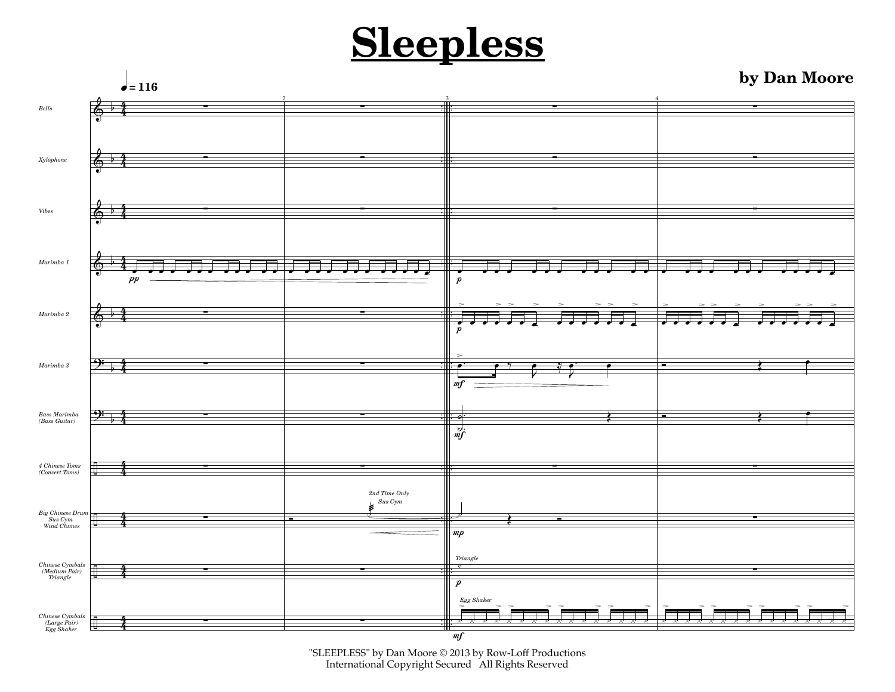# Sleepless

**by Dan Moore**

"SLEEPLESS" by Dan Moore © 2013 by Row-Loff Productions
International Copyright Secured All Rights Reserved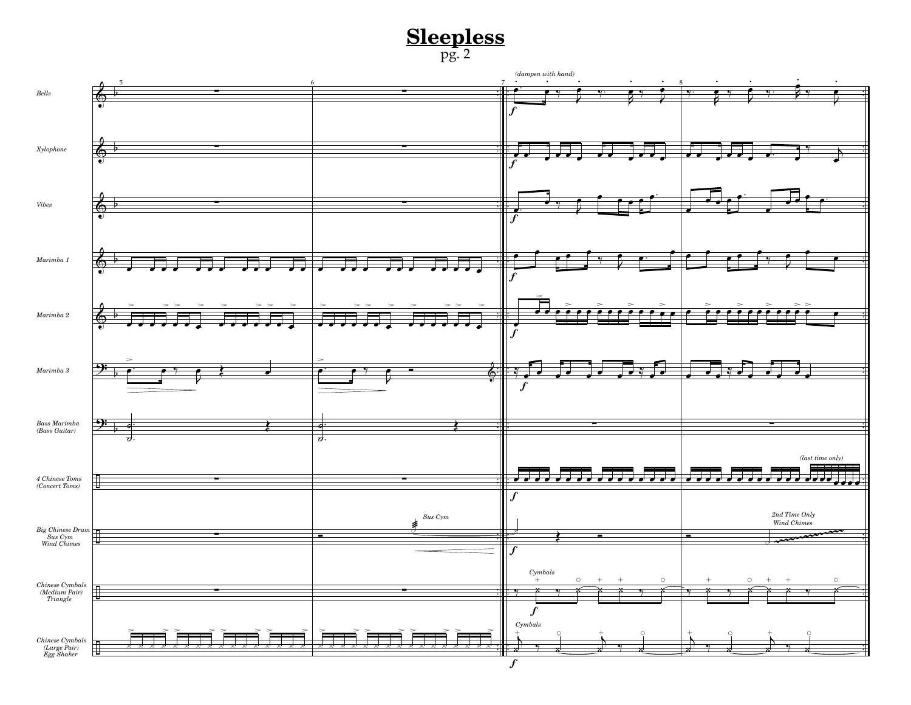# Sleepless

pg. 2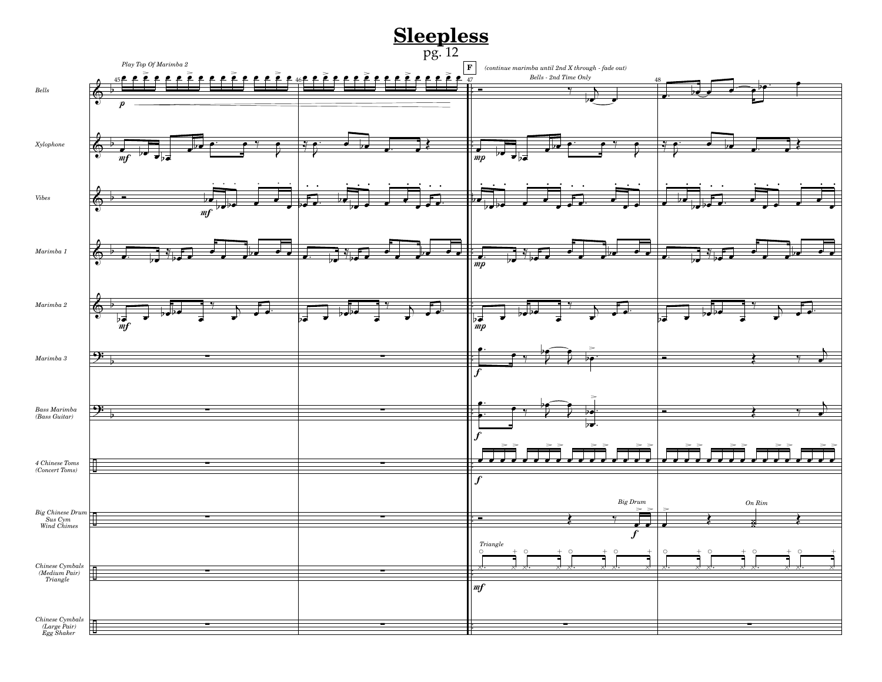# Sleepless

pg. 12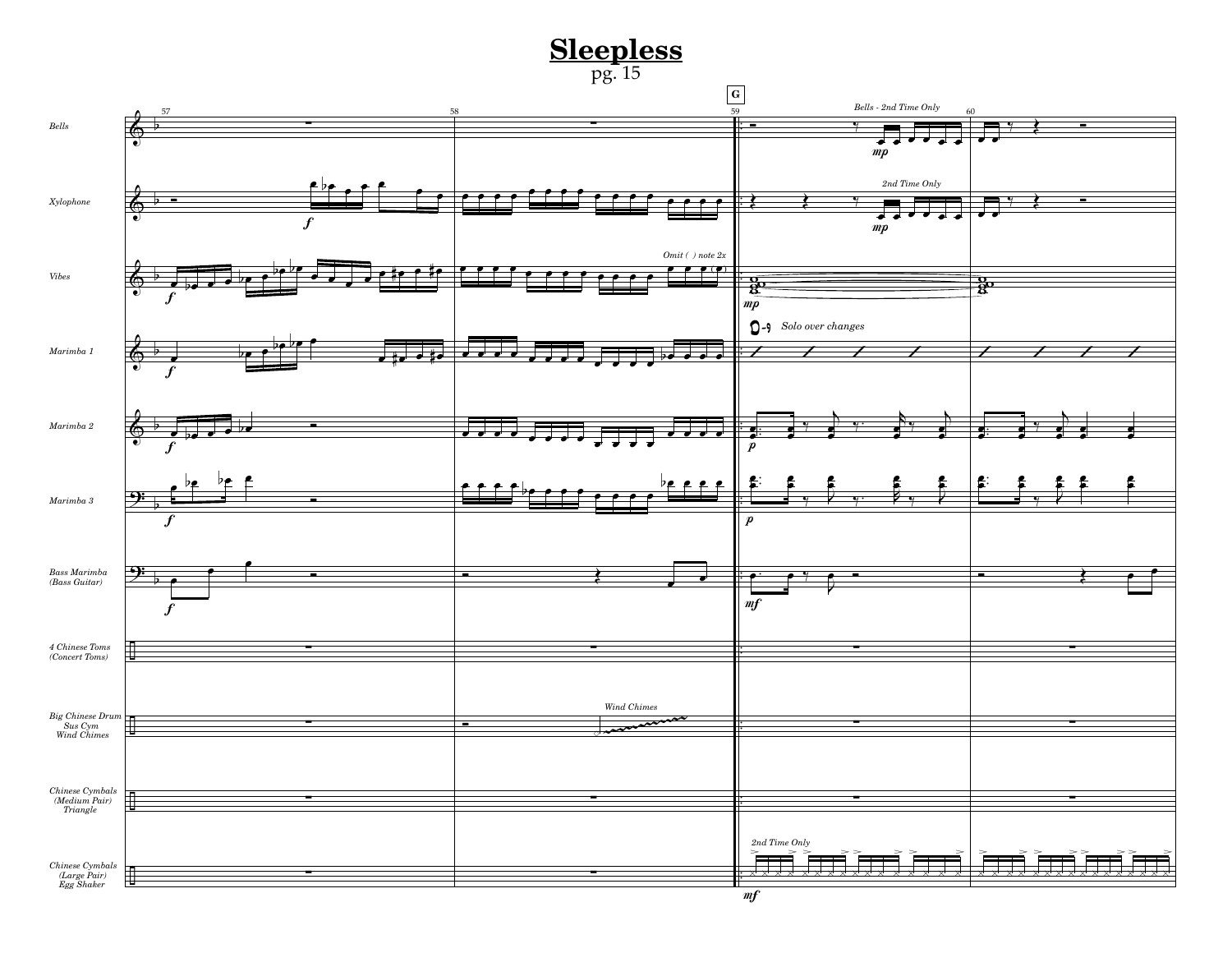# Sleepless

pg. 15

G

Bells

Xylophone

Vibes

Marimba 1

Marimba 2

Marimba 3

Bass Marimba (Bass Guitar)

4 Chinese Toms (Concert Toms)

Big Chinese Drum
Sus Cym
Wind Chimes

Chinese Cymbals (Medium Pair)
Triangle

Chinese Cymbals (Large Pair)
Egg Shaker

*Bells - 2nd Time Only*

*2nd Time Only*

*Omit ( ) note 2x*

*Solo over changes*

*Wind Chimes*

*2nd Time Only*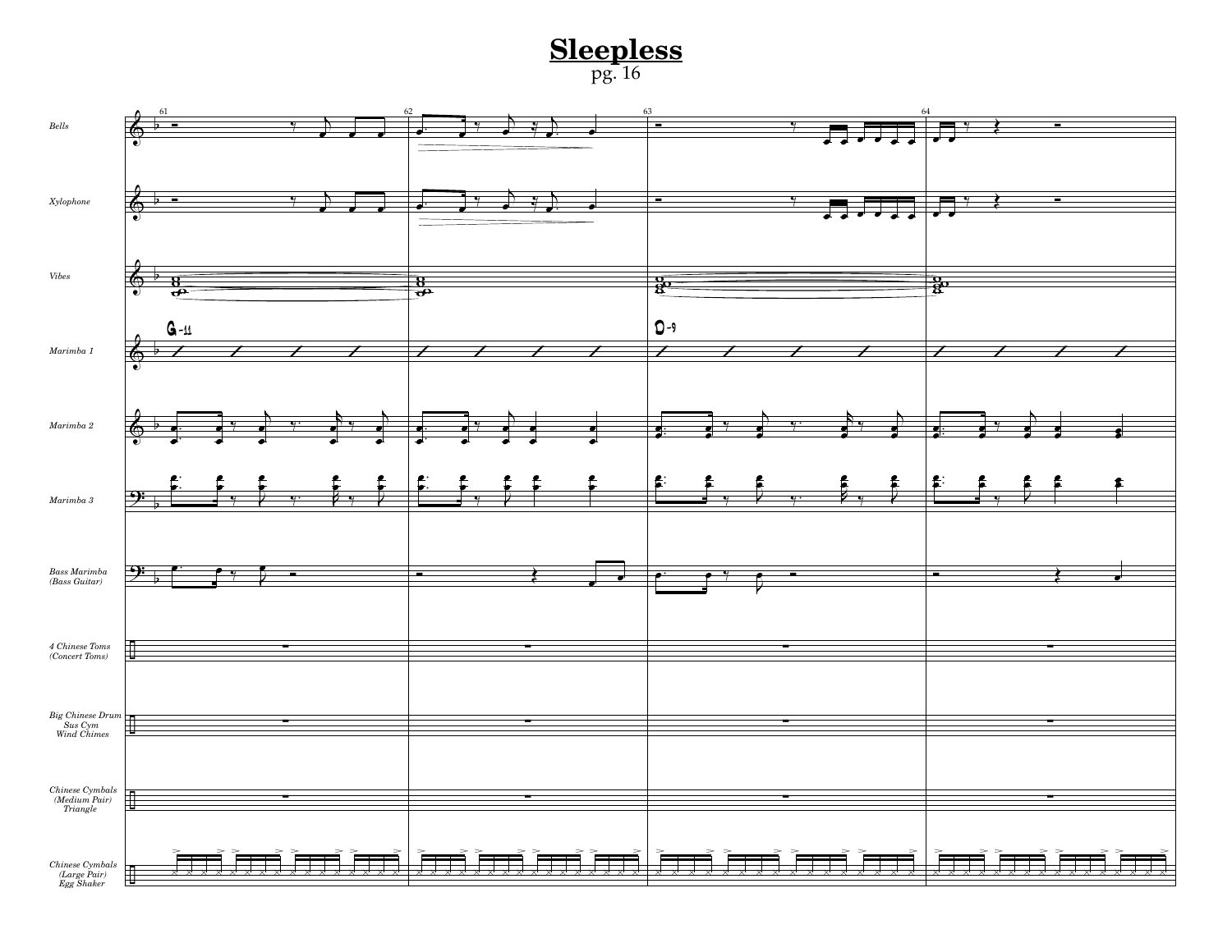# Sleepless

pg. 16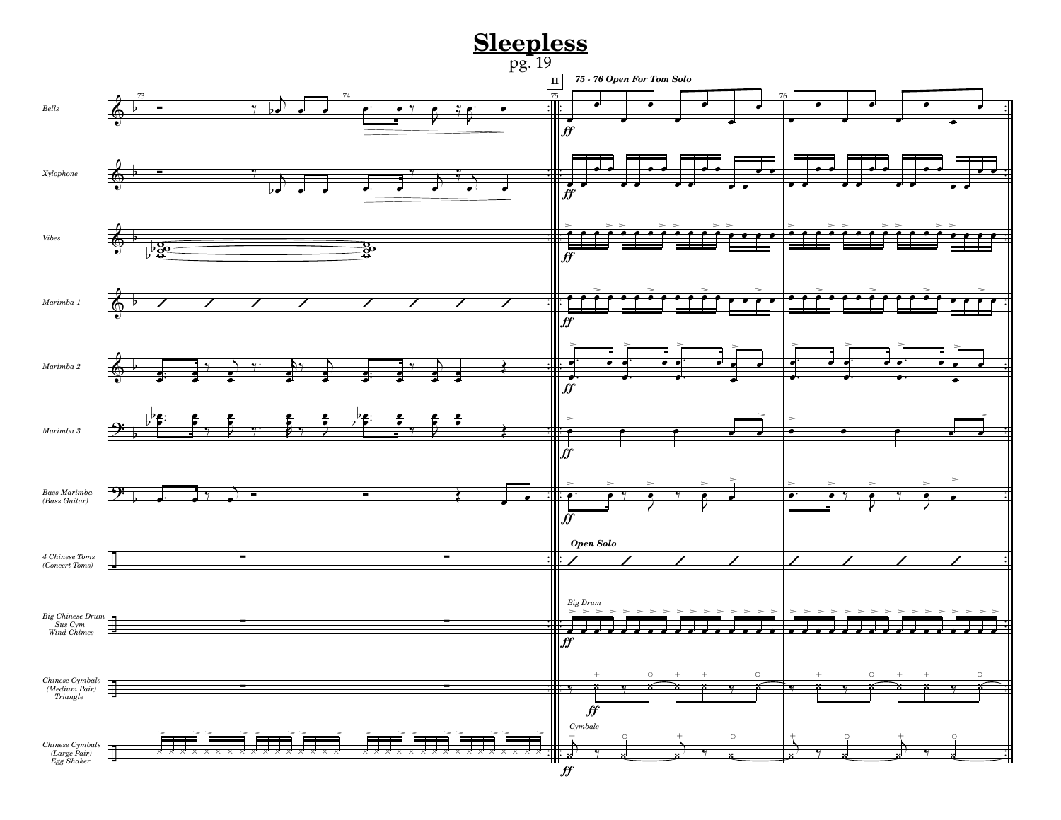# Sleepless

pg. 19

**H** *75 - 76 Open For Tom Solo*

Bells

Xylophone

Vibes

Marimba 1

Marimba 2

Marimba 3

Bass Marimba (Bass Guitar)

4 Chinese Toms (Concert Toms)

*Open Solo*

Big Chinese Drum / Sus Cym / Wind Chimes

*Big Drum*

Chinese Cymbals (Medium Pair) / Triangle

Chinese Cymbals (Large Pair) / Egg Shaker

*Cymbals*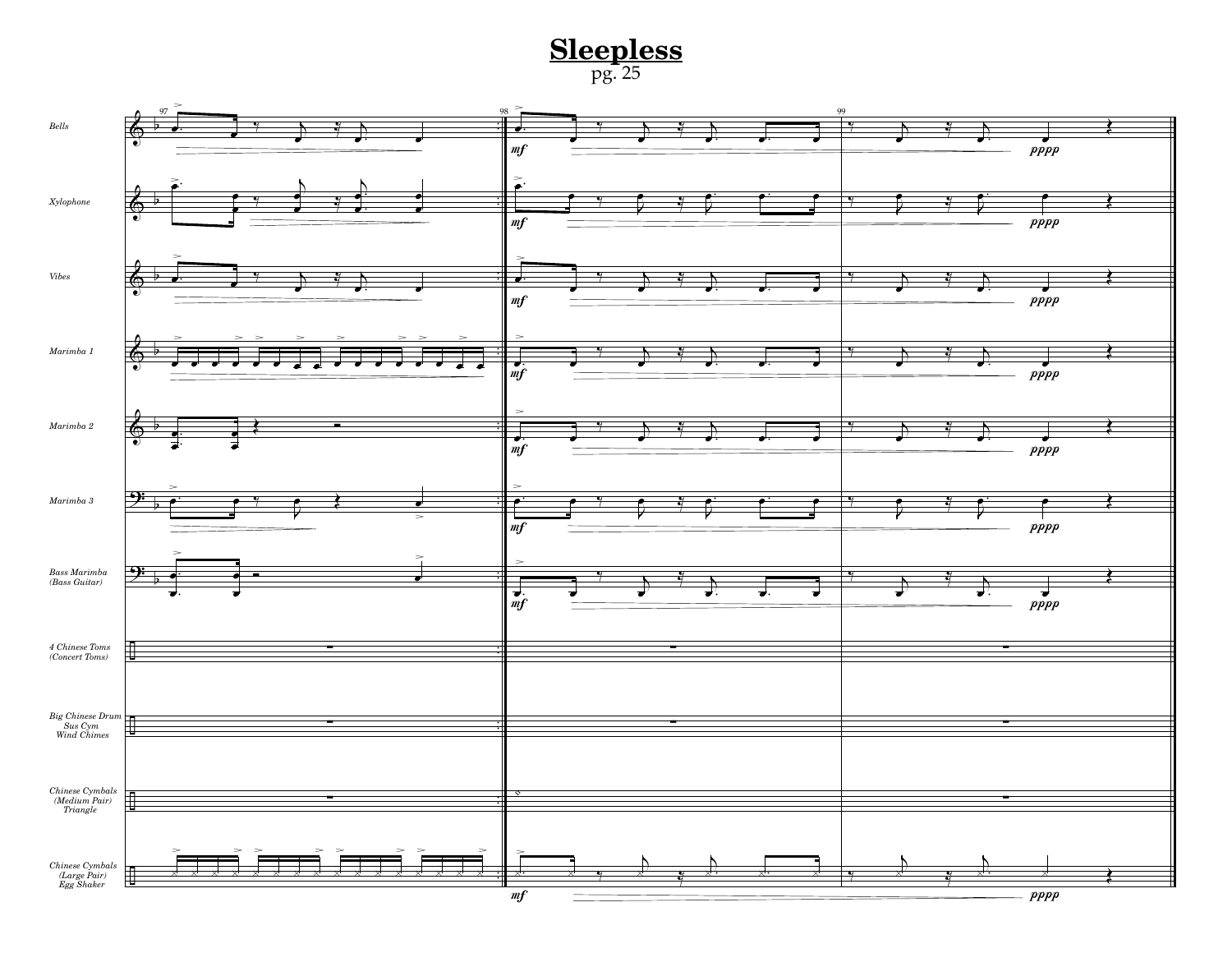# Sleepless

pg. 25

*Bells*

*Xylophone*

*Vibes*

*Marimba 1*

*Marimba 2*

*Marimba 3*

*Bass Marimba (Bass Guitar)*

*4 Chinese Toms (Concert Toms)*

*Big Chinese Drum Sus Cym Wind Chimes*

*Chinese Cymbals (Medium Pair) Triangle*

*Chinese Cymbals (Large Pair) Egg Shaker*

97 98 99

*mf* *pppp*